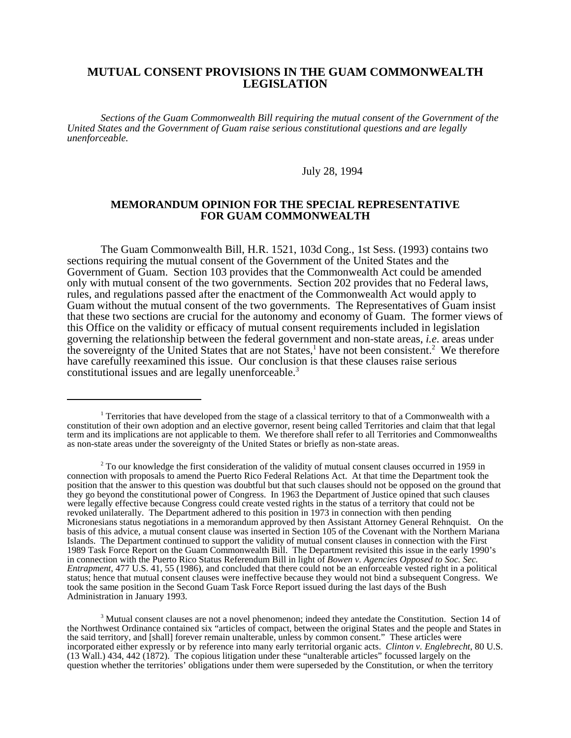# MUTUAL CONSENT PROVISIONS IN THE GUAM COMMONWEALTH LEGISLATION

*Sections of the Guam Commonwealth Bill requiring the mutual consent of the Government of the United States and the Government of Guam raise serious constitutional questions and are legally unenforceable.*

July 28, 1994

## MEMORANDUM OPINION FOR THE SPECIAL REPRESENTATIVE FOR GUAM COMMONWEALTH

The Guam Commonwealth Bill, H.R. 1521, 103d Cong., 1st Sess. (1993) contains two sections requiring the mutual consent of the Government of the United States and the Government of Guam. Section 103 provides that the Commonwealth Act could be amended only with mutual consent of the two governments. Section 202 provides that no Federal laws, rules, and regulations passed after the enactment of the Commonwealth Act would apply to Guam without the mutual consent of the two governments. The Representatives of Guam insist that these two sections are crucial for the autonomy and economy of Guam. The former views of this Office on the validity or efficacy of mutual consent requirements included in legislation governing the relationship between the federal government and non-state areas, *i.e.* areas under the sovereignty of the United States that are not States,[1] have not been consistent.[2] We therefore have carefully reexamined this issue. Our conclusion is that these clauses raise serious constitutional issues and are legally unenforceable.[3]

---

[1] Territories that have developed from the stage of a classical territory to that of a Commonwealth with a constitution of their own adoption and an elective governor, resent being called Territories and claim that that legal term and its implications are not applicable to them. We therefore shall refer to all Territories and Commonwealths as non-state areas under the sovereignty of the United States or briefly as non-state areas.

[2] To our knowledge the first consideration of the validity of mutual consent clauses occurred in 1959 in connection with proposals to amend the Puerto Rico Federal Relations Act. At that time the Department took the position that the answer to this question was doubtful but that such clauses should not be opposed on the ground that they go beyond the constitutional power of Congress. In 1963 the Department of Justice opined that such clauses were legally effective because Congress could create vested rights in the status of a territory that could not be revoked unilaterally. The Department adhered to this position in 1973 in connection with then pending Micronesians status negotiations in a memorandum approved by then Assistant Attorney General Rehnquist. On the basis of this advice, a mutual consent clause was inserted in Section 105 of the Covenant with the Northern Mariana Islands. The Department continued to support the validity of mutual consent clauses in connection with the First 1989 Task Force Report on the Guam Commonwealth Bill. The Department revisited this issue in the early 1990's in connection with the Puerto Rico Status Referendum Bill in light of *Bowen v. Agencies Opposed to Soc. Sec. Entrapment*, 477 U.S. 41, 55 (1986), and concluded that there could not be an enforceable vested right in a political status; hence that mutual consent clauses were ineffective because they would not bind a subsequent Congress. We took the same position in the Second Guam Task Force Report issued during the last days of the Bush Administration in January 1993.

[3] Mutual consent clauses are not a novel phenomenon; indeed they antedate the Constitution. Section 14 of the Northwest Ordinance contained six "articles of compact, between the original States and the people and States in the said territory, and [shall] forever remain unalterable, unless by common consent." These articles were incorporated either expressly or by reference into many early territorial organic acts. *Clinton v. Englebrecht*, 80 U.S. (13 Wall.) 434, 442 (1872). The copious litigation under these "unalterable articles" focussed largely on the question whether the territories' obligations under them were superseded by the Constitution, or when the territory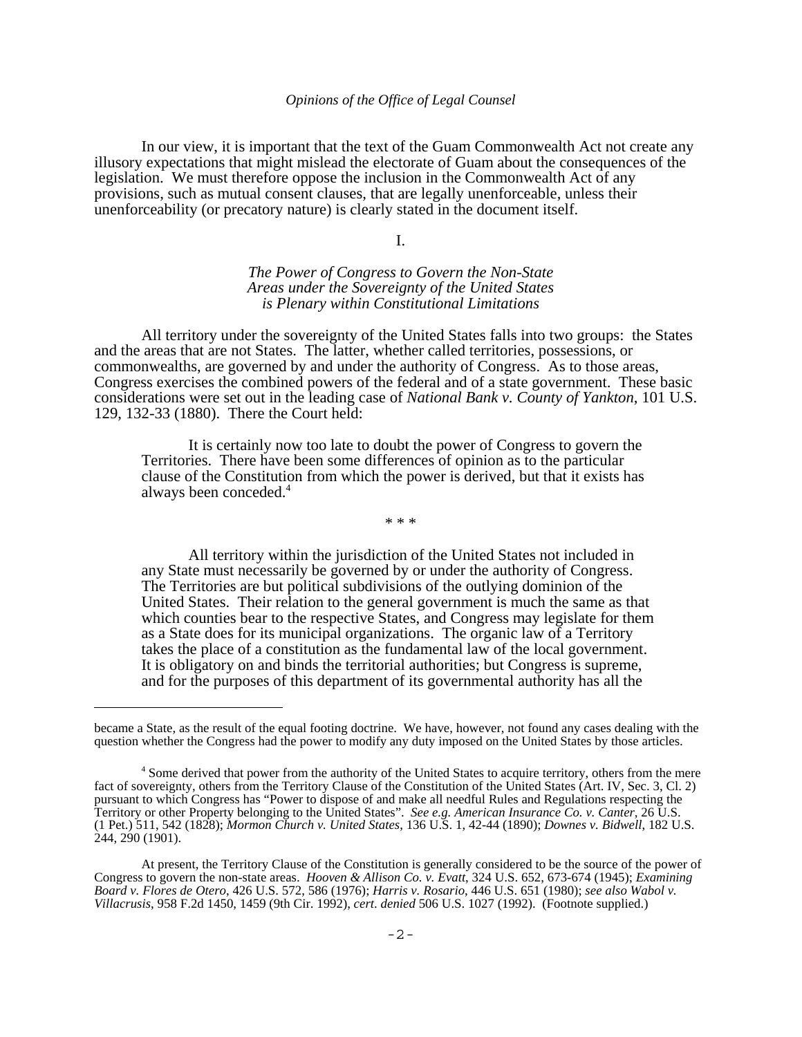In our view, it is important that the text of the Guam Commonwealth Act not create any illusory expectations that might mislead the electorate of Guam about the consequences of the legislation. We must therefore oppose the inclusion in the Commonwealth Act of any provisions, such as mutual consent clauses, that are legally unenforceable, unless their unenforceability (or precatory nature) is clearly stated in the document itself.

## I.

### *The Power of Congress to Govern the Non-State Areas under the Sovereignty of the United States is Plenary within Constitutional Limitations*

All territory under the sovereignty of the United States falls into two groups: the States and the areas that are not States. The latter, whether called territories, possessions, or commonwealths, are governed by and under the authority of Congress. As to those areas, Congress exercises the combined powers of the federal and of a state government. These basic considerations were set out in the leading case of *National Bank v. County of Yankton*, 101 U.S. 129, 132-33 (1880). There the Court held:

> It is certainly now too late to doubt the power of Congress to govern the Territories. There have been some differences of opinion as to the particular clause of the Constitution from which the power is derived, but that it exists has always been conceded.[4]
>
> \* \* \*
>
> All territory within the jurisdiction of the United States not included in any State must necessarily be governed by or under the authority of Congress. The Territories are but political subdivisions of the outlying dominion of the United States. Their relation to the general government is much the same as that which counties bear to the respective States, and Congress may legislate for them as a State does for its municipal organizations. The organic law of a Territory takes the place of a constitution as the fundamental law of the local government. It is obligatory on and binds the territorial authorities; but Congress is supreme, and for the purposes of this department of its governmental authority has all the

---

became a State, as the result of the equal footing doctrine. We have, however, not found any cases dealing with the question whether the Congress had the power to modify any duty imposed on the United States by those articles.

[4] Some derived that power from the authority of the United States to acquire territory, others from the mere fact of sovereignty, others from the Territory Clause of the Constitution of the United States (Art. IV, Sec. 3, Cl. 2) pursuant to which Congress has "Power to dispose of and make all needful Rules and Regulations respecting the Territory or other Property belonging to the United States". *See e.g. American Insurance Co. v. Canter*, 26 U.S. (1 Pet.) 511, 542 (1828); *Mormon Church v. United States*, 136 U.S. 1, 42-44 (1890); *Downes v. Bidwell*, 182 U.S. 244, 290 (1901).

At present, the Territory Clause of the Constitution is generally considered to be the source of the power of Congress to govern the non-state areas. *Hooven & Allison Co. v. Evatt*, 324 U.S. 652, 673-674 (1945); *Examining Board v. Flores de Otero*, 426 U.S. 572, 586 (1976); *Harris v. Rosario*, 446 U.S. 651 (1980); *see also Wabol v. Villacrusis*, 958 F.2d 1450, 1459 (9th Cir. 1992), *cert. denied* 506 U.S. 1027 (1992). (Footnote supplied.)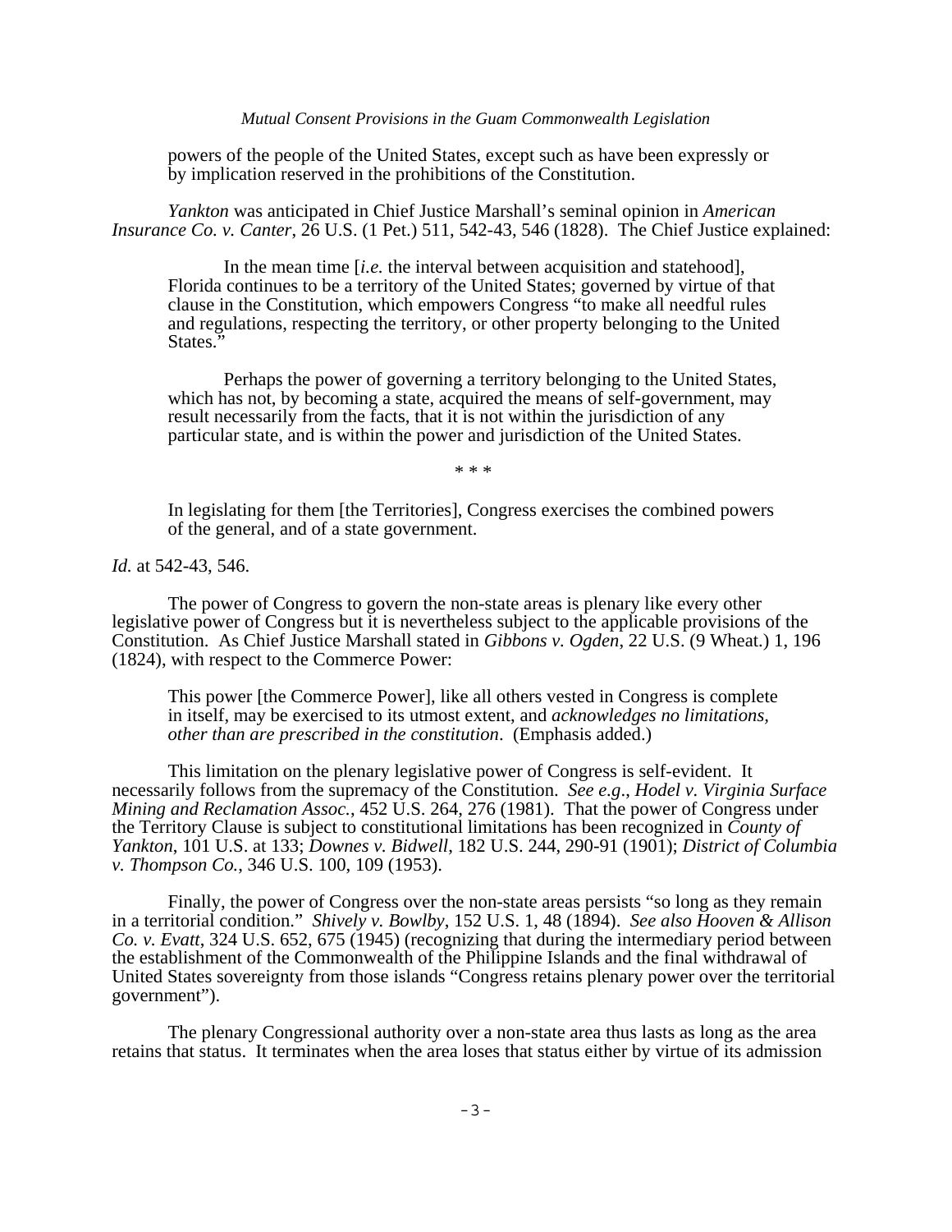> powers of the people of the United States, except such as have been expressly or by implication reserved in the prohibitions of the Constitution.

*Yankton* was anticipated in Chief Justice Marshall's seminal opinion in *American Insurance Co. v. Canter*, 26 U.S. (1 Pet.) 511, 542-43, 546 (1828). The Chief Justice explained:

> In the mean time [*i.e.* the interval between acquisition and statehood], Florida continues to be a territory of the United States; governed by virtue of that clause in the Constitution, which empowers Congress "to make all needful rules and regulations, respecting the territory, or other property belonging to the United States."
>
> Perhaps the power of governing a territory belonging to the United States, which has not, by becoming a state, acquired the means of self-government, may result necessarily from the facts, that it is not within the jurisdiction of any particular state, and is within the power and jurisdiction of the United States.
>
> \* \* \*
>
> In legislating for them [the Territories], Congress exercises the combined powers of the general, and of a state government.

*Id.* at 542-43, 546.

The power of Congress to govern the non-state areas is plenary like every other legislative power of Congress but it is nevertheless subject to the applicable provisions of the Constitution. As Chief Justice Marshall stated in *Gibbons v. Ogden*, 22 U.S. (9 Wheat.) 1, 196 (1824), with respect to the Commerce Power:

> This power [the Commerce Power], like all others vested in Congress is complete in itself, may be exercised to its utmost extent, and *acknowledges no limitations, other than are prescribed in the constitution*. (Emphasis added.)

This limitation on the plenary legislative power of Congress is self-evident. It necessarily follows from the supremacy of the Constitution. *See e.g*., *Hodel v. Virginia Surface Mining and Reclamation Assoc.*, 452 U.S. 264, 276 (1981). That the power of Congress under the Territory Clause is subject to constitutional limitations has been recognized in *County of Yankton*, 101 U.S. at 133; *Downes v. Bidwell*, 182 U.S. 244, 290-91 (1901); *District of Columbia v. Thompson Co.*, 346 U.S. 100, 109 (1953).

Finally, the power of Congress over the non-state areas persists "so long as they remain in a territorial condition." *Shively v. Bowlby*, 152 U.S. 1, 48 (1894). *See also Hooven & Allison Co. v. Evatt*, 324 U.S. 652, 675 (1945) (recognizing that during the intermediary period between the establishment of the Commonwealth of the Philippine Islands and the final withdrawal of United States sovereignty from those islands "Congress retains plenary power over the territorial government").

The plenary Congressional authority over a non-state area thus lasts as long as the area retains that status. It terminates when the area loses that status either by virtue of its admission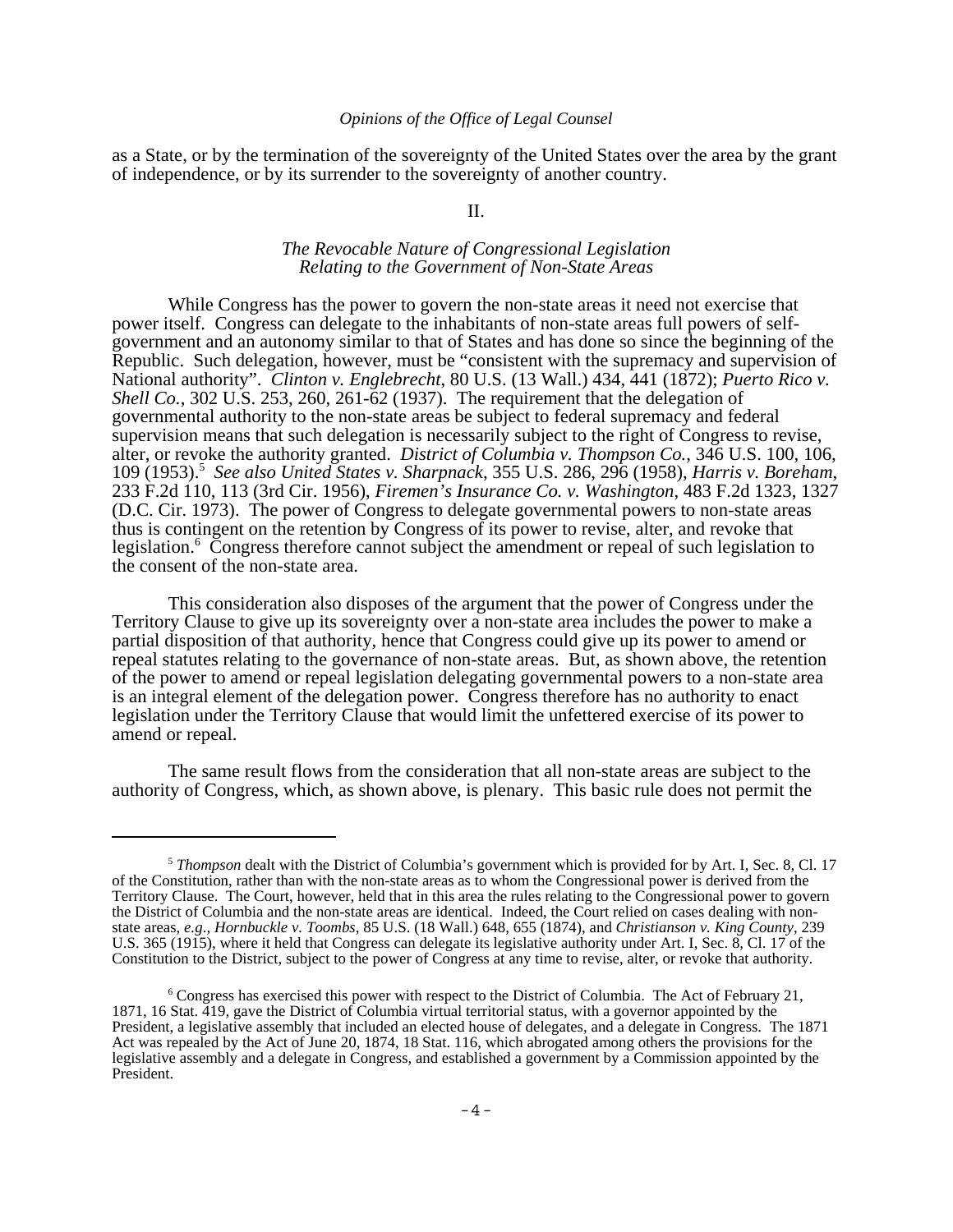as a State, or by the termination of the sovereignty of the United States over the area by the grant of independence, or by its surrender to the sovereignty of another country.

## II.

### *The Revocable Nature of Congressional Legislation Relating to the Government of Non-State Areas*

While Congress has the power to govern the non-state areas it need not exercise that power itself. Congress can delegate to the inhabitants of non-state areas full powers of self-government and an autonomy similar to that of States and has done so since the beginning of the Republic. Such delegation, however, must be "consistent with the supremacy and supervision of National authority". *Clinton v. Englebrecht*, 80 U.S. (13 Wall.) 434, 441 (1872); *Puerto Rico v. Shell Co.*, 302 U.S. 253, 260, 261-62 (1937). The requirement that the delegation of governmental authority to the non-state areas be subject to federal supremacy and federal supervision means that such delegation is necessarily subject to the right of Congress to revise, alter, or revoke the authority granted. *District of Columbia v. Thompson Co.*, 346 U.S. 100, 106, 109 (1953).[5] *See also United States v. Sharpnack*, 355 U.S. 286, 296 (1958), *Harris v. Boreham*, 233 F.2d 110, 113 (3rd Cir. 1956), *Firemen's Insurance Co. v. Washington*, 483 F.2d 1323, 1327 (D.C. Cir. 1973). The power of Congress to delegate governmental powers to non-state areas thus is contingent on the retention by Congress of its power to revise, alter, and revoke that legislation.[6] Congress therefore cannot subject the amendment or repeal of such legislation to the consent of the non-state area.

This consideration also disposes of the argument that the power of Congress under the Territory Clause to give up its sovereignty over a non-state area includes the power to make a partial disposition of that authority, hence that Congress could give up its power to amend or repeal statutes relating to the governance of non-state areas. But, as shown above, the retention of the power to amend or repeal legislation delegating governmental powers to a non-state area is an integral element of the delegation power. Congress therefore has no authority to enact legislation under the Territory Clause that would limit the unfettered exercise of its power to amend or repeal.

The same result flows from the consideration that all non-state areas are subject to the authority of Congress, which, as shown above, is plenary. This basic rule does not permit the

---

[5] *Thompson* dealt with the District of Columbia's government which is provided for by Art. I, Sec. 8, Cl. 17 of the Constitution, rather than with the non-state areas as to whom the Congressional power is derived from the Territory Clause. The Court, however, held that in this area the rules relating to the Congressional power to govern the District of Columbia and the non-state areas are identical. Indeed, the Court relied on cases dealing with non-state areas, *e.g*., *Hornbuckle v. Toombs*, 85 U.S. (18 Wall.) 648, 655 (1874), and *Christianson v. King County*, 239 U.S. 365 (1915), where it held that Congress can delegate its legislative authority under Art. I, Sec. 8, Cl. 17 of the Constitution to the District, subject to the power of Congress at any time to revise, alter, or revoke that authority.

[6] Congress has exercised this power with respect to the District of Columbia. The Act of February 21, 1871, 16 Stat. 419, gave the District of Columbia virtual territorial status, with a governor appointed by the President, a legislative assembly that included an elected house of delegates, and a delegate in Congress. The 1871 Act was repealed by the Act of June 20, 1874, 18 Stat. 116, which abrogated among others the provisions for the legislative assembly and a delegate in Congress, and established a government by a Commission appointed by the President.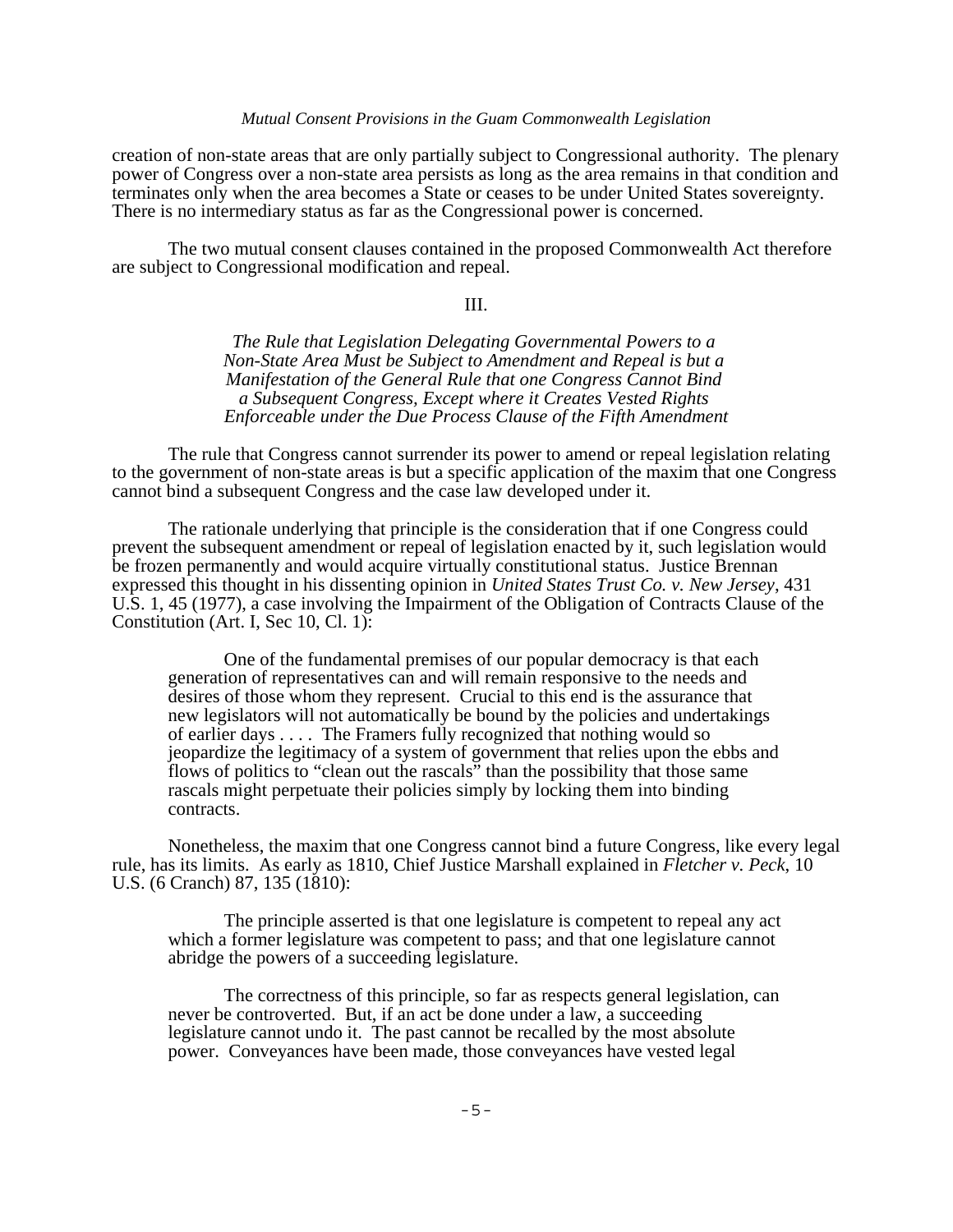creation of non-state areas that are only partially subject to Congressional authority. The plenary power of Congress over a non-state area persists as long as the area remains in that condition and terminates only when the area becomes a State or ceases to be under United States sovereignty. There is no intermediary status as far as the Congressional power is concerned.

The two mutual consent clauses contained in the proposed Commonwealth Act therefore are subject to Congressional modification and repeal.

## III.

### *The Rule that Legislation Delegating Governmental Powers to a Non-State Area Must be Subject to Amendment and Repeal is but a Manifestation of the General Rule that one Congress Cannot Bind a Subsequent Congress, Except where it Creates Vested Rights Enforceable under the Due Process Clause of the Fifth Amendment*

The rule that Congress cannot surrender its power to amend or repeal legislation relating to the government of non-state areas is but a specific application of the maxim that one Congress cannot bind a subsequent Congress and the case law developed under it.

The rationale underlying that principle is the consideration that if one Congress could prevent the subsequent amendment or repeal of legislation enacted by it, such legislation would be frozen permanently and would acquire virtually constitutional status. Justice Brennan expressed this thought in his dissenting opinion in *United States Trust Co. v. New Jersey*, 431 U.S. 1, 45 (1977), a case involving the Impairment of the Obligation of Contracts Clause of the Constitution (Art. I, Sec 10, Cl. 1):

> One of the fundamental premises of our popular democracy is that each generation of representatives can and will remain responsive to the needs and desires of those whom they represent. Crucial to this end is the assurance that new legislators will not automatically be bound by the policies and undertakings of earlier days . . . . The Framers fully recognized that nothing would so jeopardize the legitimacy of a system of government that relies upon the ebbs and flows of politics to "clean out the rascals" than the possibility that those same rascals might perpetuate their policies simply by locking them into binding contracts.

Nonetheless, the maxim that one Congress cannot bind a future Congress, like every legal rule, has its limits. As early as 1810, Chief Justice Marshall explained in *Fletcher v. Peck*, 10 U.S. (6 Cranch) 87, 135 (1810):

> The principle asserted is that one legislature is competent to repeal any act which a former legislature was competent to pass; and that one legislature cannot abridge the powers of a succeeding legislature.
>
> The correctness of this principle, so far as respects general legislation, can never be controverted. But, if an act be done under a law, a succeeding legislature cannot undo it. The past cannot be recalled by the most absolute power. Conveyances have been made, those conveyances have vested legal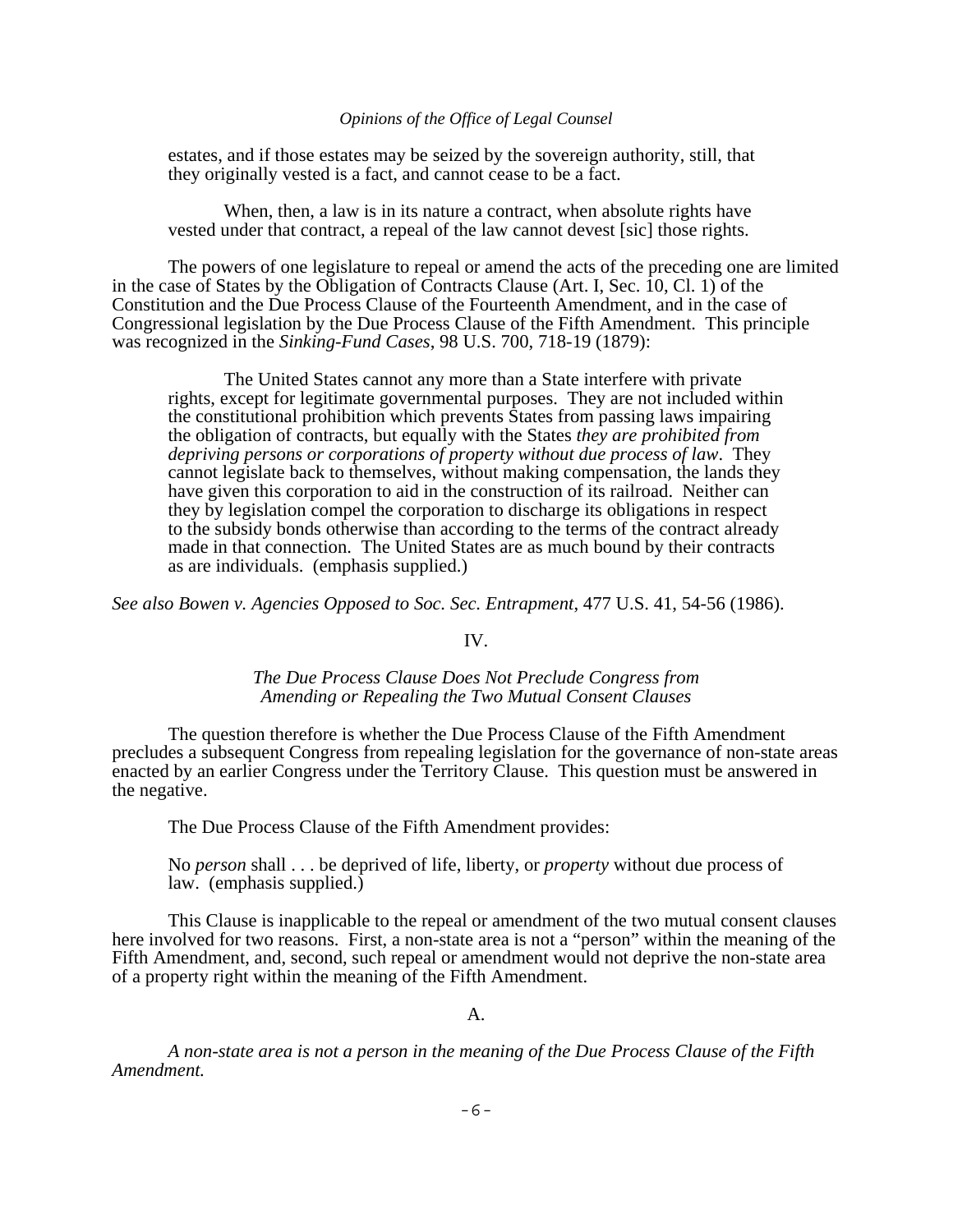> estates, and if those estates may be seized by the sovereign authority, still, that they originally vested is a fact, and cannot cease to be a fact.
>
> When, then, a law is in its nature a contract, when absolute rights have vested under that contract, a repeal of the law cannot devest [sic] those rights.

The powers of one legislature to repeal or amend the acts of the preceding one are limited in the case of States by the Obligation of Contracts Clause (Art. I, Sec. 10, Cl. 1) of the Constitution and the Due Process Clause of the Fourteenth Amendment, and in the case of Congressional legislation by the Due Process Clause of the Fifth Amendment. This principle was recognized in the *Sinking-Fund Cases*, 98 U.S. 700, 718-19 (1879):

> The United States cannot any more than a State interfere with private rights, except for legitimate governmental purposes. They are not included within the constitutional prohibition which prevents States from passing laws impairing the obligation of contracts, but equally with the States *they are prohibited from depriving persons or corporations of property without due process of law*. They cannot legislate back to themselves, without making compensation, the lands they have given this corporation to aid in the construction of its railroad. Neither can they by legislation compel the corporation to discharge its obligations in respect to the subsidy bonds otherwise than according to the terms of the contract already made in that connection. The United States are as much bound by their contracts as are individuals. (emphasis supplied.)

*See also Bowen v. Agencies Opposed to Soc. Sec. Entrapment*, 477 U.S. 41, 54-56 (1986).

## IV.

### *The Due Process Clause Does Not Preclude Congress from Amending or Repealing the Two Mutual Consent Clauses*

The question therefore is whether the Due Process Clause of the Fifth Amendment precludes a subsequent Congress from repealing legislation for the governance of non-state areas enacted by an earlier Congress under the Territory Clause. This question must be answered in the negative.

The Due Process Clause of the Fifth Amendment provides:

> No *person* shall . . . be deprived of life, liberty, or *property* without due process of law. (emphasis supplied.)

This Clause is inapplicable to the repeal or amendment of the two mutual consent clauses here involved for two reasons. First, a non-state area is not a "person" within the meaning of the Fifth Amendment, and, second, such repeal or amendment would not deprive the non-state area of a property right within the meaning of the Fifth Amendment.

### A.

*A non-state area is not a person in the meaning of the Due Process Clause of the Fifth Amendment.*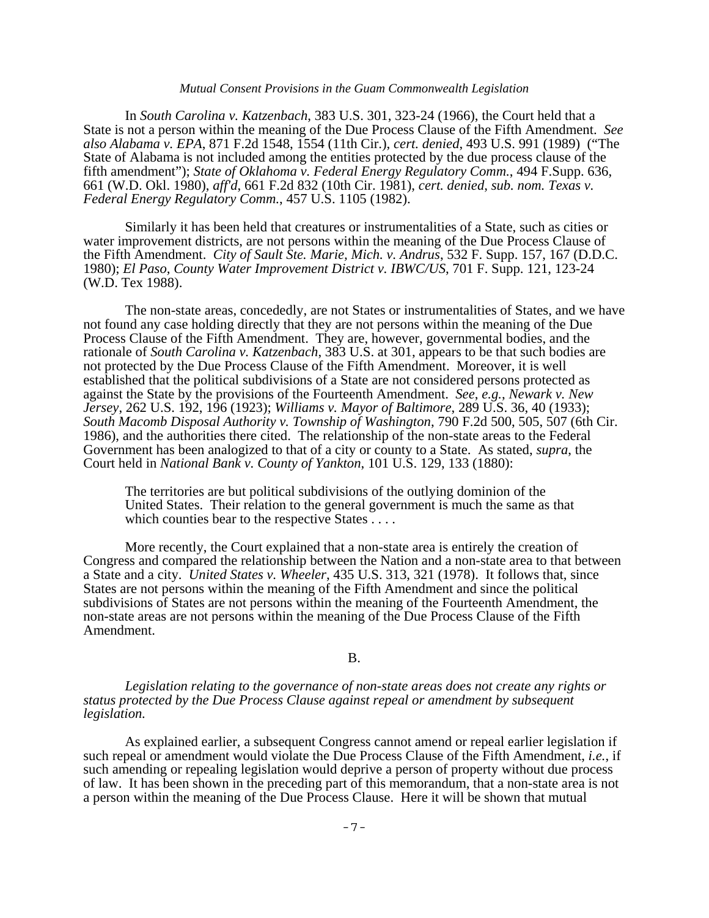In *South Carolina v. Katzenbach*, 383 U.S. 301, 323-24 (1966), the Court held that a State is not a person within the meaning of the Due Process Clause of the Fifth Amendment. *See also Alabama v. EPA*, 871 F.2d 1548, 1554 (11th Cir.), *cert. denied*, 493 U.S. 991 (1989) ("The State of Alabama is not included among the entities protected by the due process clause of the fifth amendment"); *State of Oklahoma v. Federal Energy Regulatory Comm.*, 494 F.Supp. 636, 661 (W.D. Okl. 1980), *aff'd*, 661 F.2d 832 (10th Cir. 1981), *cert. denied*, *sub. nom. Texas v. Federal Energy Regulatory Comm.*, 457 U.S. 1105 (1982).

Similarly it has been held that creatures or instrumentalities of a State, such as cities or water improvement districts, are not persons within the meaning of the Due Process Clause of the Fifth Amendment. *City of Sault Ste. Marie, Mich. v. Andrus*, 532 F. Supp. 157, 167 (D.D.C. 1980); *El Paso, County Water Improvement District v. IBWC/US*, 701 F. Supp. 121, 123-24 (W.D. Tex 1988).

The non-state areas, concededly, are not States or instrumentalities of States, and we have not found any case holding directly that they are not persons within the meaning of the Due Process Clause of the Fifth Amendment. They are, however, governmental bodies, and the rationale of *South Carolina v. Katzenbach*, 383 U.S. at 301, appears to be that such bodies are not protected by the Due Process Clause of the Fifth Amendment. Moreover, it is well established that the political subdivisions of a State are not considered persons protected as against the State by the provisions of the Fourteenth Amendment. *See*, *e.g.*, *Newark v. New Jersey*, 262 U.S. 192, 196 (1923); *Williams v. Mayor of Baltimore*, 289 U.S. 36, 40 (1933); *South Macomb Disposal Authority v. Township of Washington*, 790 F.2d 500, 505, 507 (6th Cir. 1986), and the authorities there cited. The relationship of the non-state areas to the Federal Government has been analogized to that of a city or county to a State. As stated, *supra*, the Court held in *National Bank v. County of Yankton*, 101 U.S. 129, 133 (1880):

> The territories are but political subdivisions of the outlying dominion of the United States. Their relation to the general government is much the same as that which counties bear to the respective States . . . .

More recently, the Court explained that a non-state area is entirely the creation of Congress and compared the relationship between the Nation and a non-state area to that between a State and a city. *United States v. Wheeler*, 435 U.S. 313, 321 (1978). It follows that, since States are not persons within the meaning of the Fifth Amendment and since the political subdivisions of States are not persons within the meaning of the Fourteenth Amendment, the non-state areas are not persons within the meaning of the Due Process Clause of the Fifth Amendment.

## B.

*Legislation relating to the governance of non-state areas does not create any rights or status protected by the Due Process Clause against repeal or amendment by subsequent legislation.*

As explained earlier, a subsequent Congress cannot amend or repeal earlier legislation if such repeal or amendment would violate the Due Process Clause of the Fifth Amendment, *i.e.*, if such amending or repealing legislation would deprive a person of property without due process of law. It has been shown in the preceding part of this memorandum, that a non-state area is not a person within the meaning of the Due Process Clause. Here it will be shown that mutual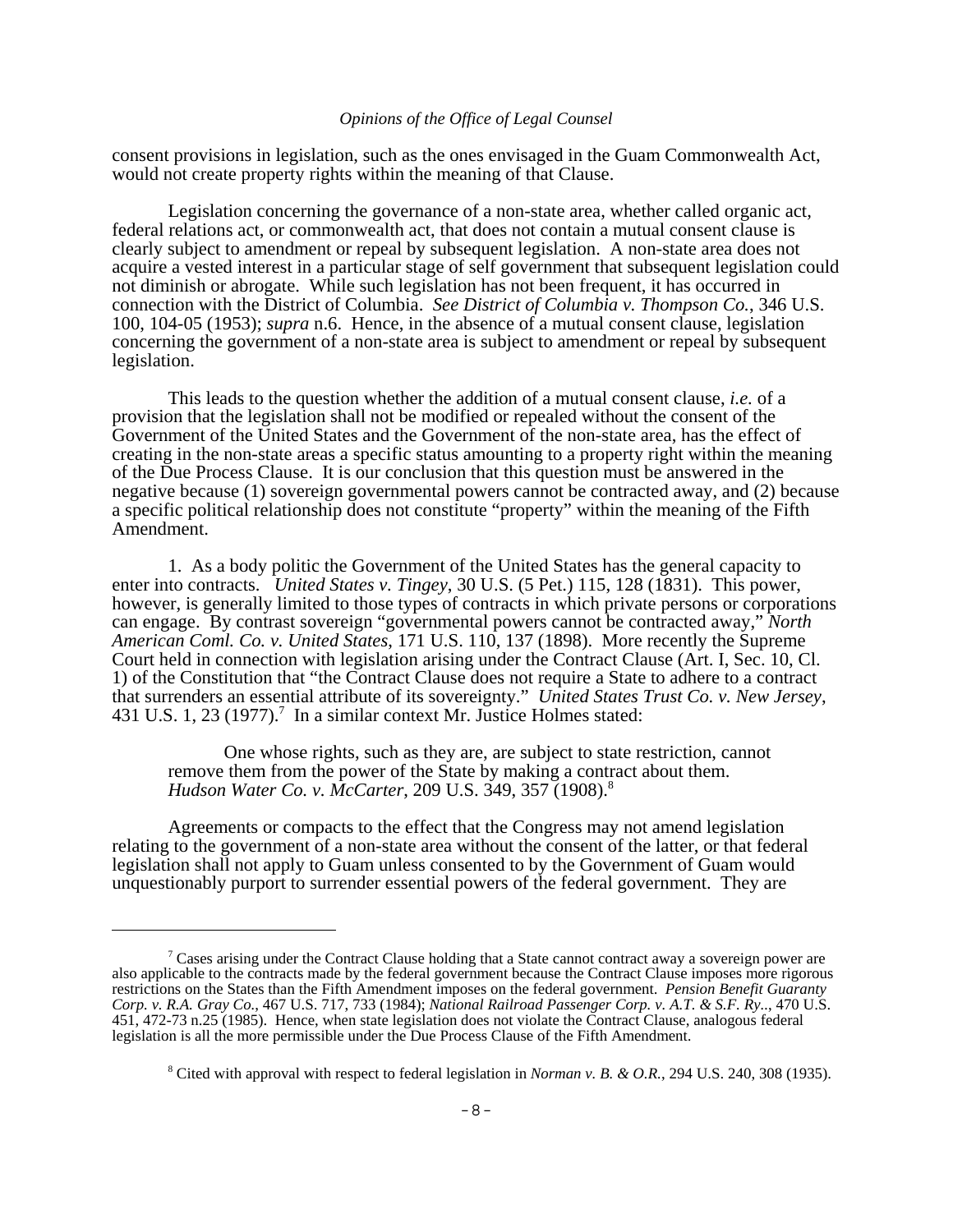consent provisions in legislation, such as the ones envisaged in the Guam Commonwealth Act, would not create property rights within the meaning of that Clause.

Legislation concerning the governance of a non-state area, whether called organic act, federal relations act, or commonwealth act, that does not contain a mutual consent clause is clearly subject to amendment or repeal by subsequent legislation. A non-state area does not acquire a vested interest in a particular stage of self government that subsequent legislation could not diminish or abrogate. While such legislation has not been frequent, it has occurred in connection with the District of Columbia. *See District of Columbia v. Thompson Co.*, 346 U.S. 100, 104-05 (1953); *supra* n.6. Hence, in the absence of a mutual consent clause, legislation concerning the government of a non-state area is subject to amendment or repeal by subsequent legislation.

This leads to the question whether the addition of a mutual consent clause, *i.e.* of a provision that the legislation shall not be modified or repealed without the consent of the Government of the United States and the Government of the non-state area, has the effect of creating in the non-state areas a specific status amounting to a property right within the meaning of the Due Process Clause. It is our conclusion that this question must be answered in the negative because (1) sovereign governmental powers cannot be contracted away, and (2) because a specific political relationship does not constitute "property" within the meaning of the Fifth Amendment.

1. As a body politic the Government of the United States has the general capacity to enter into contracts. *United States v. Tingey*, 30 U.S. (5 Pet.) 115, 128 (1831). This power, however, is generally limited to those types of contracts in which private persons or corporations can engage. By contrast sovereign "governmental powers cannot be contracted away," *North American Coml. Co. v. United States*, 171 U.S. 110, 137 (1898). More recently the Supreme Court held in connection with legislation arising under the Contract Clause (Art. I, Sec. 10, Cl. 1) of the Constitution that "the Contract Clause does not require a State to adhere to a contract that surrenders an essential attribute of its sovereignty." *United States Trust Co. v. New Jersey*, 431 U.S. 1, 23 (1977).[7] In a similar context Mr. Justice Holmes stated:

> One whose rights, such as they are, are subject to state restriction, cannot remove them from the power of the State by making a contract about them. *Hudson Water Co. v. McCarter*, 209 U.S. 349, 357 (1908).[8]

Agreements or compacts to the effect that the Congress may not amend legislation relating to the government of a non-state area without the consent of the latter, or that federal legislation shall not apply to Guam unless consented to by the Government of Guam would unquestionably purport to surrender essential powers of the federal government. They are

---

[7] Cases arising under the Contract Clause holding that a State cannot contract away a sovereign power are also applicable to the contracts made by the federal government because the Contract Clause imposes more rigorous restrictions on the States than the Fifth Amendment imposes on the federal government. *Pension Benefit Guaranty Corp. v. R.A. Gray Co.*, 467 U.S. 717, 733 (1984); *National Railroad Passenger Corp. v. A.T. & S.F. Ry.*., 470 U.S. 451, 472-73 n.25 (1985). Hence, when state legislation does not violate the Contract Clause, analogous federal legislation is all the more permissible under the Due Process Clause of the Fifth Amendment.

[8] Cited with approval with respect to federal legislation in *Norman v. B. & O.R.*, 294 U.S. 240, 308 (1935).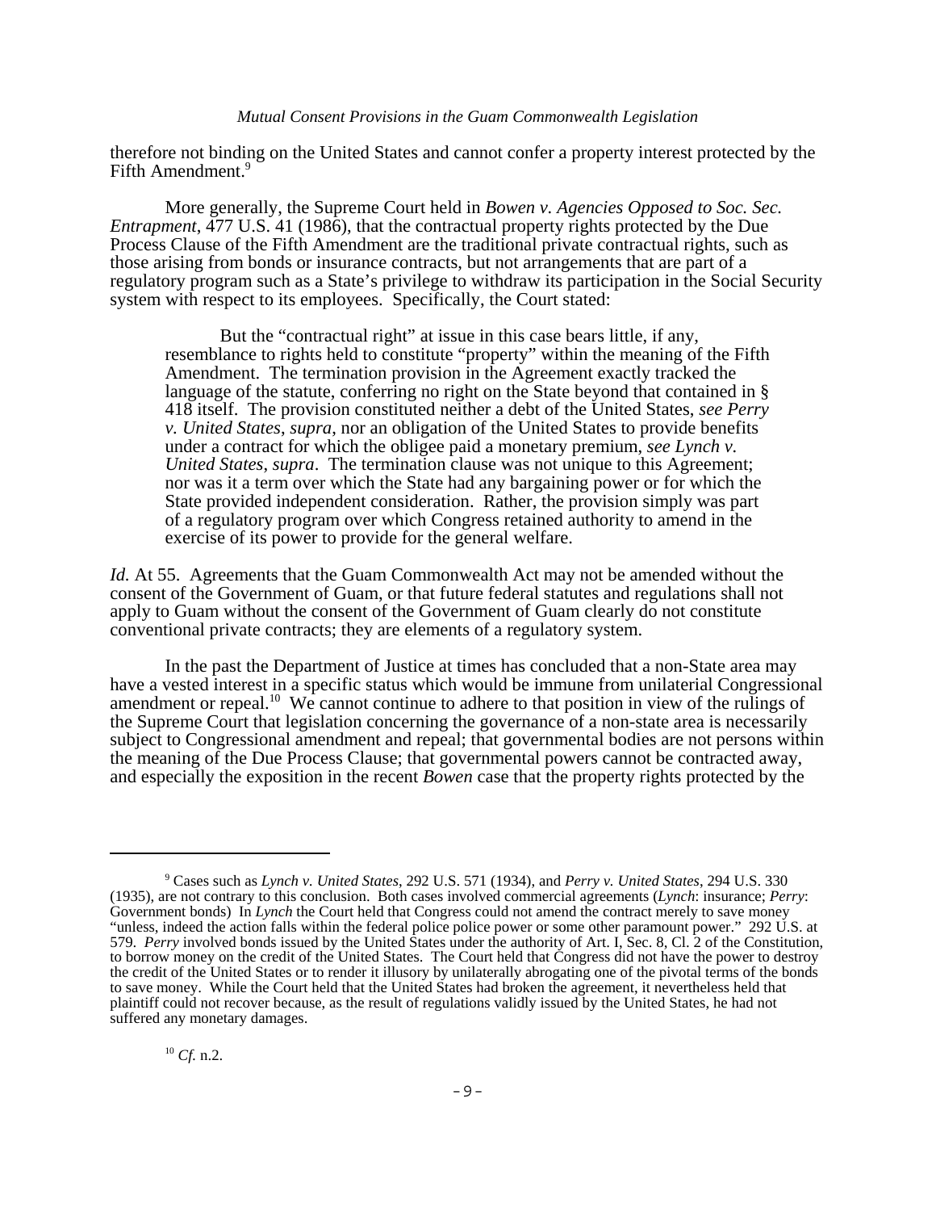therefore not binding on the United States and cannot confer a property interest protected by the Fifth Amendment.[9]

More generally, the Supreme Court held in *Bowen v. Agencies Opposed to Soc. Sec. Entrapment*, 477 U.S. 41 (1986), that the contractual property rights protected by the Due Process Clause of the Fifth Amendment are the traditional private contractual rights, such as those arising from bonds or insurance contracts, but not arrangements that are part of a regulatory program such as a State's privilege to withdraw its participation in the Social Security system with respect to its employees. Specifically, the Court stated:

> But the "contractual right" at issue in this case bears little, if any, resemblance to rights held to constitute "property" within the meaning of the Fifth Amendment. The termination provision in the Agreement exactly tracked the language of the statute, conferring no right on the State beyond that contained in § 418 itself. The provision constituted neither a debt of the United States, *see Perry v. United States*, *supra*, nor an obligation of the United States to provide benefits under a contract for which the obligee paid a monetary premium, *see Lynch v. United States*, *supra*. The termination clause was not unique to this Agreement; nor was it a term over which the State had any bargaining power or for which the State provided independent consideration. Rather, the provision simply was part of a regulatory program over which Congress retained authority to amend in the exercise of its power to provide for the general welfare.

*Id.* At 55. Agreements that the Guam Commonwealth Act may not be amended without the consent of the Government of Guam, or that future federal statutes and regulations shall not apply to Guam without the consent of the Government of Guam clearly do not constitute conventional private contracts; they are elements of a regulatory system.

In the past the Department of Justice at times has concluded that a non-State area may have a vested interest in a specific status which would be immune from unilateral Congressional amendment or repeal.[10] We cannot continue to adhere to that position in view of the rulings of the Supreme Court that legislation concerning the governance of a non-state area is necessarily subject to Congressional amendment and repeal; that governmental bodies are not persons within the meaning of the Due Process Clause; that governmental powers cannot be contracted away, and especially the exposition in the recent *Bowen* case that the property rights protected by the

---

[9] Cases such as *Lynch v. United States*, 292 U.S. 571 (1934), and *Perry v. United States*, 294 U.S. 330 (1935), are not contrary to this conclusion. Both cases involved commercial agreements (*Lynch*: insurance; *Perry*: Government bonds) In *Lynch* the Court held that Congress could not amend the contract merely to save money "unless, indeed the action falls within the federal police police power or some other paramount power." 292 U.S. at 579. *Perry* involved bonds issued by the United States under the authority of Art. I, Sec. 8, Cl. 2 of the Constitution, to borrow money on the credit of the United States. The Court held that Congress did not have the power to destroy the credit of the United States or to render it illusory by unilaterally abrogating one of the pivotal terms of the bonds to save money. While the Court held that the United States had broken the agreement, it nevertheless held that plaintiff could not recover because, as the result of regulations validly issued by the United States, he had not suffered any monetary damages.

[10] *Cf.* n.2.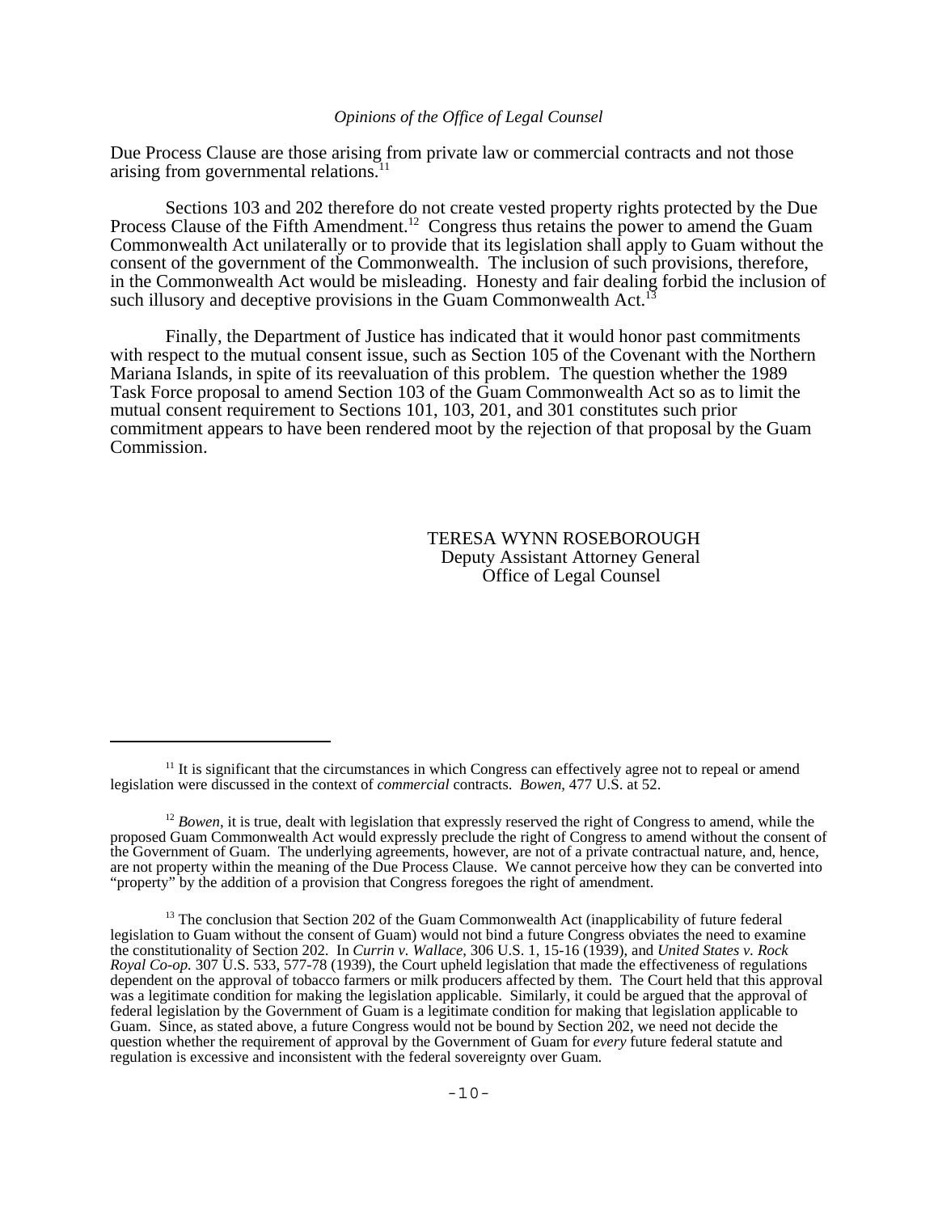Due Process Clause are those arising from private law or commercial contracts and not those arising from governmental relations.[11]

Sections 103 and 202 therefore do not create vested property rights protected by the Due Process Clause of the Fifth Amendment.[12] Congress thus retains the power to amend the Guam Commonwealth Act unilaterally or to provide that its legislation shall apply to Guam without the consent of the government of the Commonwealth. The inclusion of such provisions, therefore, in the Commonwealth Act would be misleading. Honesty and fair dealing forbid the inclusion of such illusory and deceptive provisions in the Guam Commonwealth Act.[13]

Finally, the Department of Justice has indicated that it would honor past commitments with respect to the mutual consent issue, such as Section 105 of the Covenant with the Northern Mariana Islands, in spite of its reevaluation of this problem. The question whether the 1989 Task Force proposal to amend Section 103 of the Guam Commonwealth Act so as to limit the mutual consent requirement to Sections 101, 103, 201, and 301 constitutes such prior commitment appears to have been rendered moot by the rejection of that proposal by the Guam Commission.

TERESA WYNN ROSEBOROUGH
Deputy Assistant Attorney General
Office of Legal Counsel

---

[11] It is significant that the circumstances in which Congress can effectively agree not to repeal or amend legislation were discussed in the context of *commercial* contracts. *Bowen*, 477 U.S. at 52.

[12] *Bowen*, it is true, dealt with legislation that expressly reserved the right of Congress to amend, while the proposed Guam Commonwealth Act would expressly preclude the right of Congress to amend without the consent of the Government of Guam. The underlying agreements, however, are not of a private contractual nature, and, hence, are not property within the meaning of the Due Process Clause. We cannot perceive how they can be converted into "property" by the addition of a provision that Congress foregoes the right of amendment.

[13] The conclusion that Section 202 of the Guam Commonwealth Act (inapplicability of future federal legislation to Guam without the consent of Guam) would not bind a future Congress obviates the need to examine the constitutionality of Section 202. In *Currin v. Wallace*, 306 U.S. 1, 15-16 (1939), and *United States v. Rock Royal Co-op.* 307 U.S. 533, 577-78 (1939), the Court upheld legislation that made the effectiveness of regulations dependent on the approval of tobacco farmers or milk producers affected by them. The Court held that this approval was a legitimate condition for making the legislation applicable. Similarly, it could be argued that the approval of federal legislation by the Government of Guam is a legitimate condition for making that legislation applicable to Guam. Since, as stated above, a future Congress would not be bound by Section 202, we need not decide the question whether the requirement of approval by the Government of Guam for *every* future federal statute and regulation is excessive and inconsistent with the federal sovereignty over Guam.